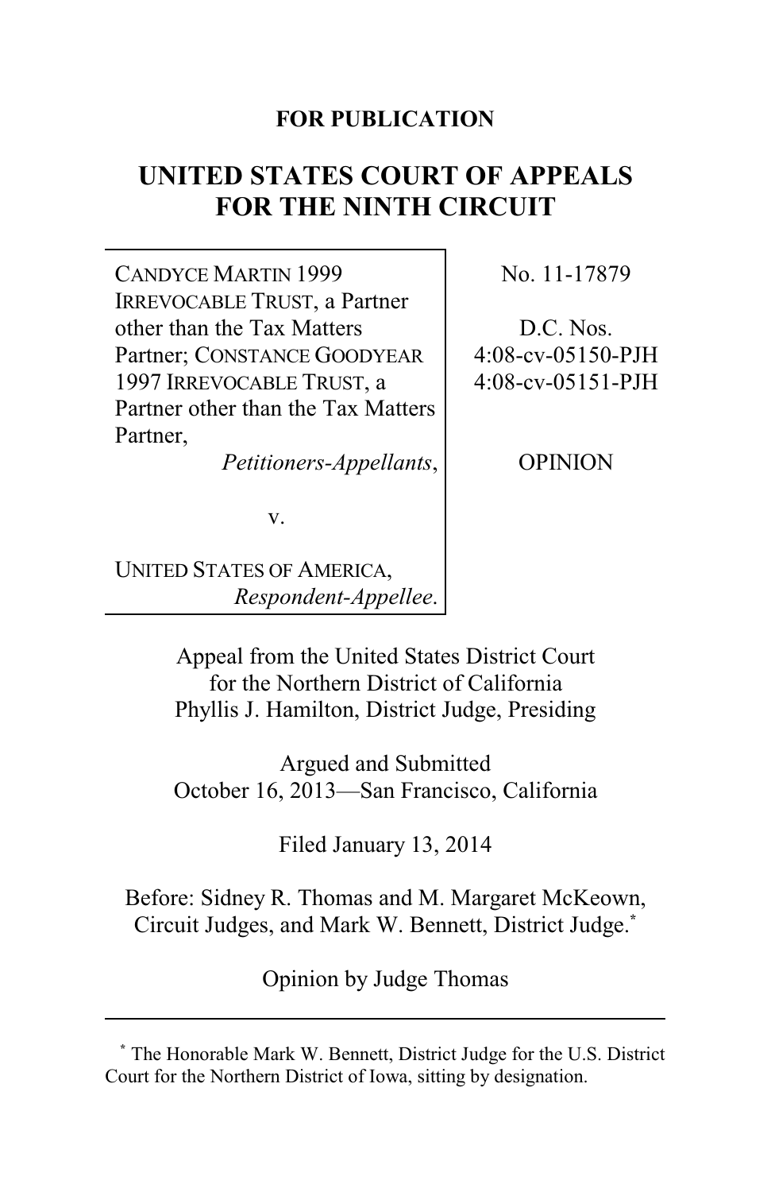**FOR PUBLICATION**

# UNITED STATES COURT OF APPEALS FOR THE NINTH CIRCUIT

| | |
|---|---|
| CANDYCE MARTIN 1999 IRREVOCABLE TRUST, a Partner other than the Tax Matters Partner; CONSTANCE GOODYEAR 1997 IRREVOCABLE TRUST, a Partner other than the Tax Matters Partner, *Petitioners-Appellants*, v. UNITED STATES OF AMERICA, *Respondent-Appellee*. | No. 11-17879 D.C. Nos. 4:08-cv-05150-PJH 4:08-cv-05151-PJH OPINION |

Appeal from the United States District Court for the Northern District of California
Phyllis J. Hamilton, District Judge, Presiding

Argued and Submitted
October 16, 2013—San Francisco, California

Filed January 13, 2014

Before: Sidney R. Thomas and M. Margaret McKeown, Circuit Judges, and Mark W. Bennett, District Judge.[*]

Opinion by Judge Thomas

[*] The Honorable Mark W. Bennett, District Judge for the U.S. District Court for the Northern District of Iowa, sitting by designation.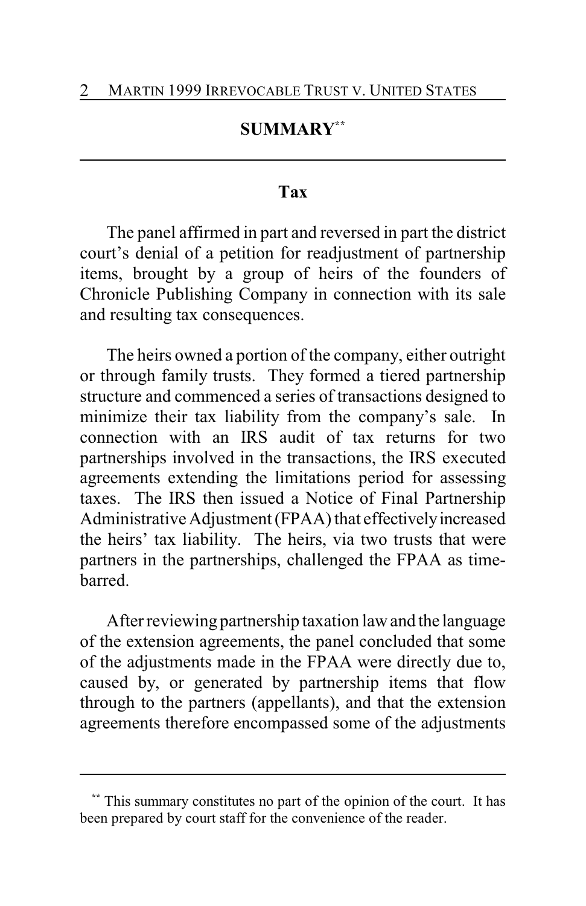## SUMMARY[**]

### Tax

The panel affirmed in part and reversed in part the district court's denial of a petition for readjustment of partnership items, brought by a group of heirs of the founders of Chronicle Publishing Company in connection with its sale and resulting tax consequences.

The heirs owned a portion of the company, either outright or through family trusts. They formed a tiered partnership structure and commenced a series of transactions designed to minimize their tax liability from the company's sale. In connection with an IRS audit of tax returns for two partnerships involved in the transactions, the IRS executed agreements extending the limitations period for assessing taxes. The IRS then issued a Notice of Final Partnership Administrative Adjustment (FPAA) that effectively increased the heirs' tax liability. The heirs, via two trusts that were partners in the partnerships, challenged the FPAA as time-barred.

After reviewing partnership taxation law and the language of the extension agreements, the panel concluded that some of the adjustments made in the FPAA were directly due to, caused by, or generated by partnership items that flow through to the partners (appellants), and that the extension agreements therefore encompassed some of the adjustments

[**] This summary constitutes no part of the opinion of the court. It has been prepared by court staff for the convenience of the reader.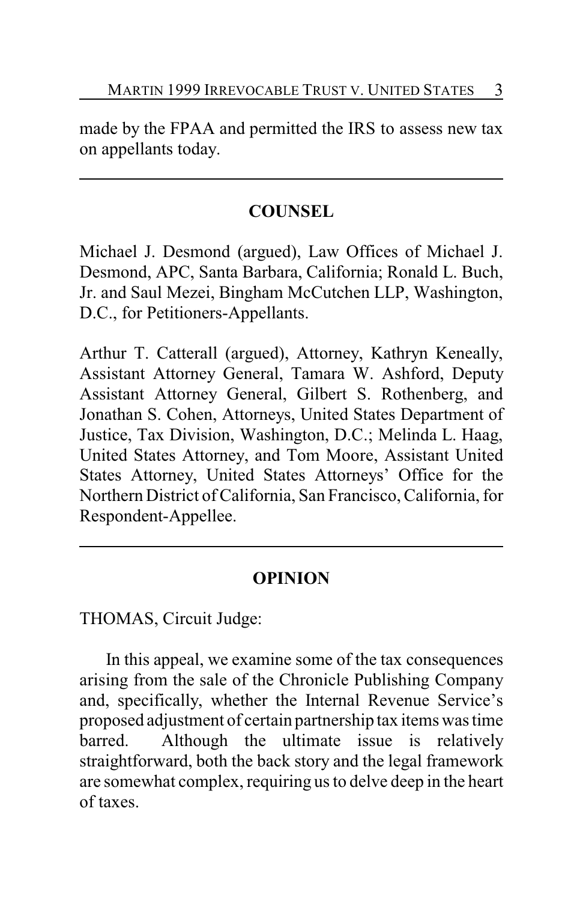made by the FPAA and permitted the IRS to assess new tax on appellants today.

---

## COUNSEL

Michael J. Desmond (argued), Law Offices of Michael J. Desmond, APC, Santa Barbara, California; Ronald L. Buch, Jr. and Saul Mezei, Bingham McCutchen LLP, Washington, D.C., for Petitioners-Appellants.

Arthur T. Catterall (argued), Attorney, Kathryn Keneally, Assistant Attorney General, Tamara W. Ashford, Deputy Assistant Attorney General, Gilbert S. Rothenberg, and Jonathan S. Cohen, Attorneys, United States Department of Justice, Tax Division, Washington, D.C.; Melinda L. Haag, United States Attorney, and Tom Moore, Assistant United States Attorney, United States Attorneys' Office for the Northern District of California, San Francisco, California, for Respondent-Appellee.

---

## OPINION

THOMAS, Circuit Judge:

In this appeal, we examine some of the tax consequences arising from the sale of the Chronicle Publishing Company and, specifically, whether the Internal Revenue Service's proposed adjustment of certain partnership tax items was time barred. Although the ultimate issue is relatively straightforward, both the back story and the legal framework are somewhat complex, requiring us to delve deep in the heart of taxes.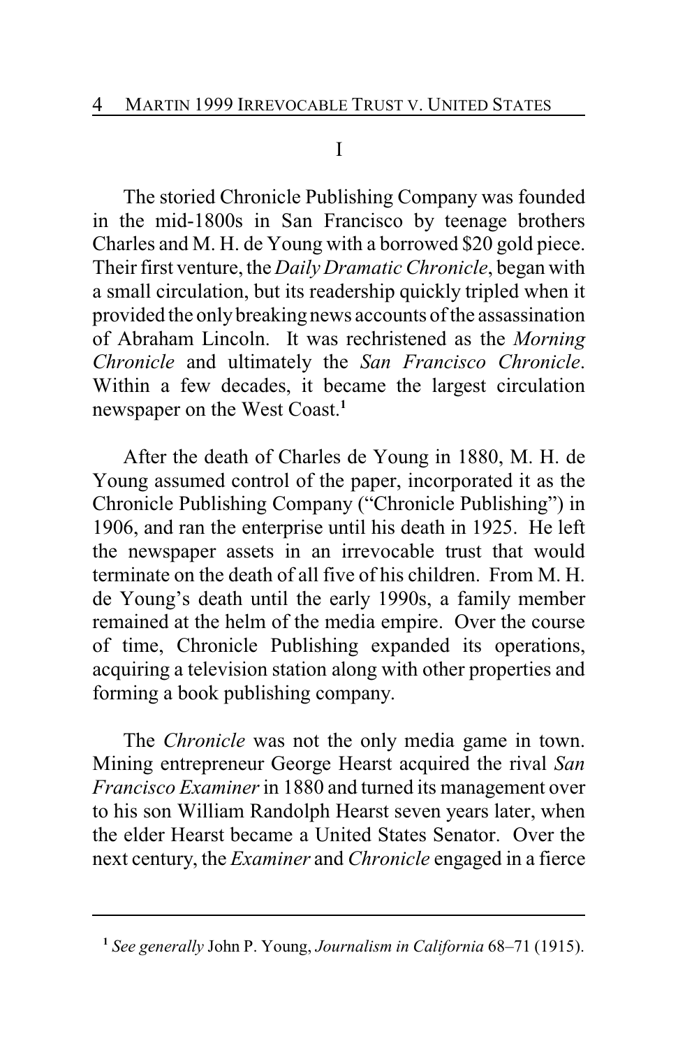# I

The storied Chronicle Publishing Company was founded in the mid-1800s in San Francisco by teenage brothers Charles and M. H. de Young with a borrowed $20 gold piece. Their first venture, the *Daily Dramatic Chronicle*, began with a small circulation, but its readership quickly tripled when it provided the only breaking news accounts of the assassination of Abraham Lincoln. It was rechristened as the *Morning Chronicle* and ultimately the *San Francisco Chronicle*. Within a few decades, it became the largest circulation newspaper on the West Coast.[1]

After the death of Charles de Young in 1880, M. H. de Young assumed control of the paper, incorporated it as the Chronicle Publishing Company ("Chronicle Publishing") in 1906, and ran the enterprise until his death in 1925. He left the newspaper assets in an irrevocable trust that would terminate on the death of all five of his children. From M. H. de Young's death until the early 1990s, a family member remained at the helm of the media empire. Over the course of time, Chronicle Publishing expanded its operations, acquiring a television station along with other properties and forming a book publishing company.

The *Chronicle* was not the only media game in town. Mining entrepreneur George Hearst acquired the rival *San Francisco Examiner* in 1880 and turned its management over to his son William Randolph Hearst seven years later, when the elder Hearst became a United States Senator. Over the next century, the *Examiner* and *Chronicle* engaged in a fierce

---

[1] *See generally* John P. Young, *Journalism in California* 68–71 (1915).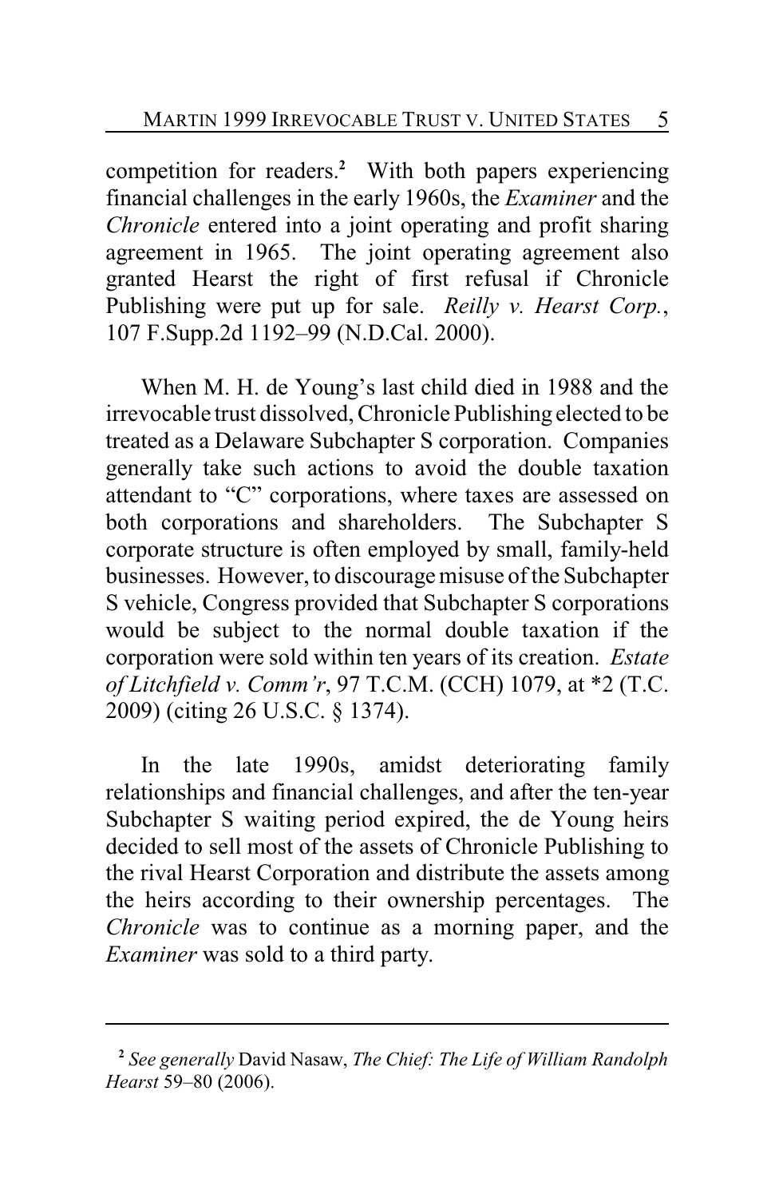competition for readers.[2] With both papers experiencing financial challenges in the early 1960s, the *Examiner* and the *Chronicle* entered into a joint operating and profit sharing agreement in 1965. The joint operating agreement also granted Hearst the right of first refusal if Chronicle Publishing were put up for sale. *Reilly v. Hearst Corp.*, 107 F.Supp.2d 1192–99 (N.D.Cal. 2000).

When M. H. de Young's last child died in 1988 and the irrevocable trust dissolved, Chronicle Publishing elected to be treated as a Delaware Subchapter S corporation. Companies generally take such actions to avoid the double taxation attendant to "C" corporations, where taxes are assessed on both corporations and shareholders. The Subchapter S corporate structure is often employed by small, family-held businesses. However, to discourage misuse of the Subchapter S vehicle, Congress provided that Subchapter S corporations would be subject to the normal double taxation if the corporation were sold within ten years of its creation. *Estate of Litchfield v. Comm'r*, 97 T.C.M. (CCH) 1079, at *2 (T.C. 2009) (citing 26 U.S.C. § 1374).

In the late 1990s, amidst deteriorating family relationships and financial challenges, and after the ten-year Subchapter S waiting period expired, the de Young heirs decided to sell most of the assets of Chronicle Publishing to the rival Hearst Corporation and distribute the assets among the heirs according to their ownership percentages. The *Chronicle* was to continue as a morning paper, and the *Examiner* was sold to a third party.

---

[2] *See generally* David Nasaw, *The Chief: The Life of William Randolph Hearst* 59–80 (2006).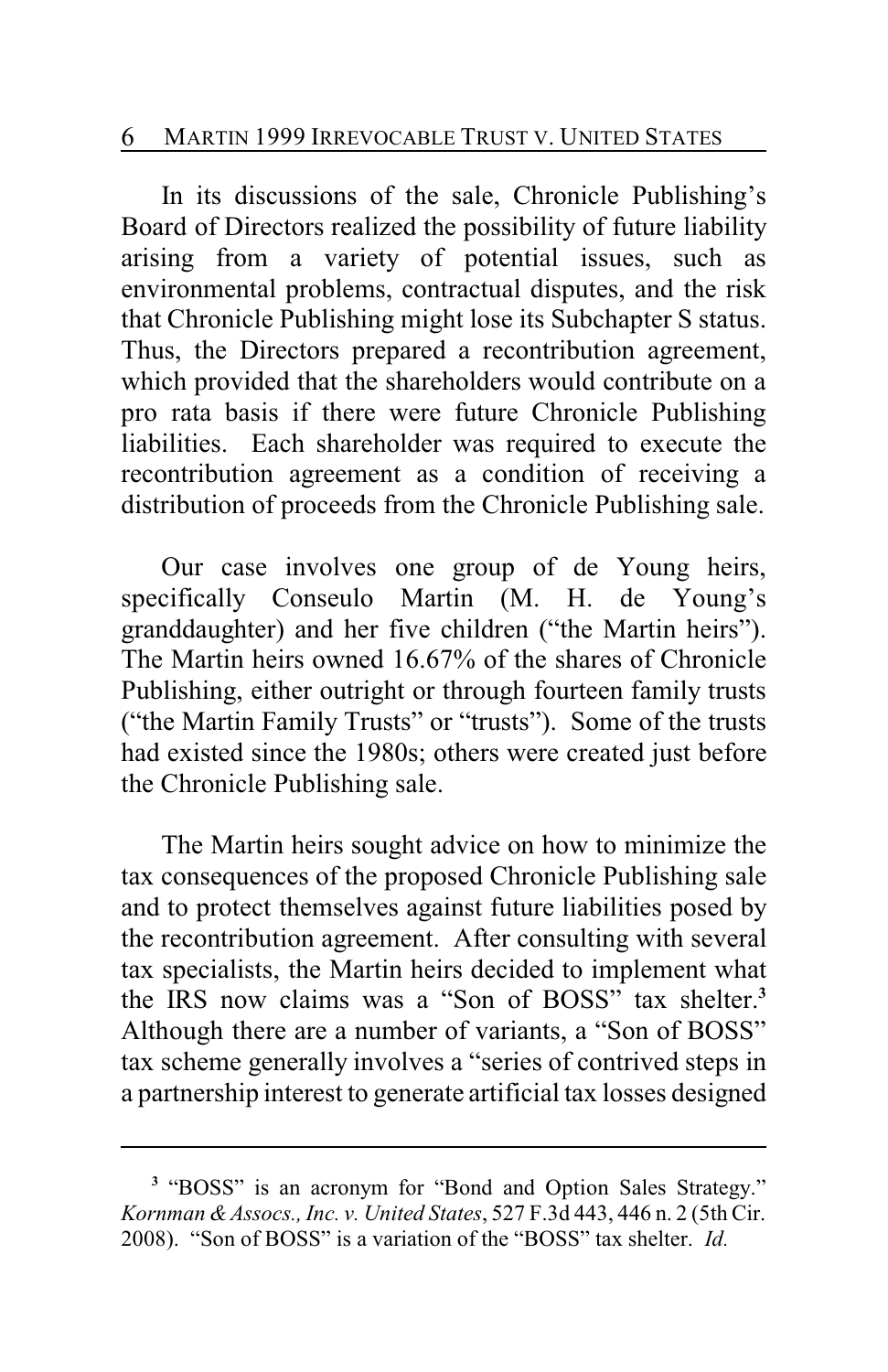In its discussions of the sale, Chronicle Publishing's Board of Directors realized the possibility of future liability arising from a variety of potential issues, such as environmental problems, contractual disputes, and the risk that Chronicle Publishing might lose its Subchapter S status. Thus, the Directors prepared a recontribution agreement, which provided that the shareholders would contribute on a pro rata basis if there were future Chronicle Publishing liabilities. Each shareholder was required to execute the recontribution agreement as a condition of receiving a distribution of proceeds from the Chronicle Publishing sale.

Our case involves one group of de Young heirs, specifically Conseulo Martin (M. H. de Young's granddaughter) and her five children ("the Martin heirs"). The Martin heirs owned 16.67% of the shares of Chronicle Publishing, either outright or through fourteen family trusts ("the Martin Family Trusts" or "trusts"). Some of the trusts had existed since the 1980s; others were created just before the Chronicle Publishing sale.

The Martin heirs sought advice on how to minimize the tax consequences of the proposed Chronicle Publishing sale and to protect themselves against future liabilities posed by the recontribution agreement. After consulting with several tax specialists, the Martin heirs decided to implement what the IRS now claims was a "Son of BOSS" tax shelter.[3] Although there are a number of variants, a "Son of BOSS" tax scheme generally involves a "series of contrived steps in a partnership interest to generate artificial tax losses designed

---

[3] "BOSS" is an acronym for "Bond and Option Sales Strategy." *Kornman & Assocs., Inc. v. United States*, 527 F.3d 443, 446 n. 2 (5th Cir. 2008). "Son of BOSS" is a variation of the "BOSS" tax shelter. *Id.*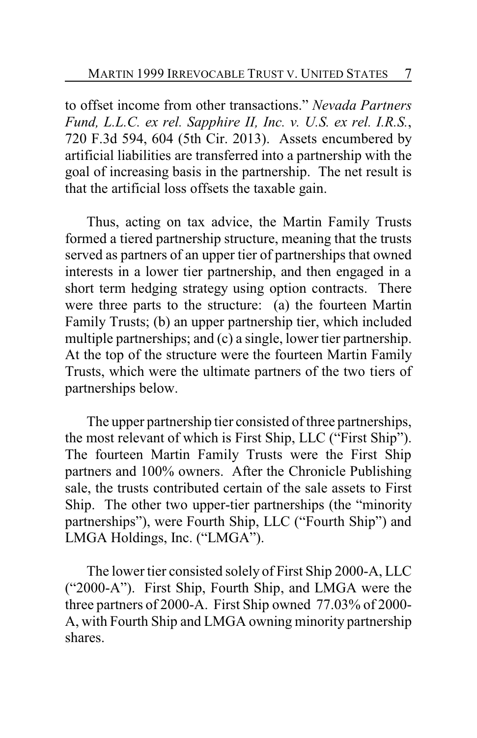to offset income from other transactions." *Nevada Partners Fund, L.L.C. ex rel. Sapphire II, Inc. v. U.S. ex rel. I.R.S.*, 720 F.3d 594, 604 (5th Cir. 2013). Assets encumbered by artificial liabilities are transferred into a partnership with the goal of increasing basis in the partnership. The net result is that the artificial loss offsets the taxable gain.

Thus, acting on tax advice, the Martin Family Trusts formed a tiered partnership structure, meaning that the trusts served as partners of an upper tier of partnerships that owned interests in a lower tier partnership, and then engaged in a short term hedging strategy using option contracts. There were three parts to the structure: (a) the fourteen Martin Family Trusts; (b) an upper partnership tier, which included multiple partnerships; and (c) a single, lower tier partnership. At the top of the structure were the fourteen Martin Family Trusts, which were the ultimate partners of the two tiers of partnerships below.

The upper partnership tier consisted of three partnerships, the most relevant of which is First Ship, LLC ("First Ship"). The fourteen Martin Family Trusts were the First Ship partners and 100% owners. After the Chronicle Publishing sale, the trusts contributed certain of the sale assets to First Ship. The other two upper-tier partnerships (the "minority partnerships"), were Fourth Ship, LLC ("Fourth Ship") and LMGA Holdings, Inc. ("LMGA").

The lower tier consisted solely of First Ship 2000-A, LLC ("2000-A"). First Ship, Fourth Ship, and LMGA were the three partners of 2000-A. First Ship owned 77.03% of 2000-A, with Fourth Ship and LMGA owning minority partnership shares.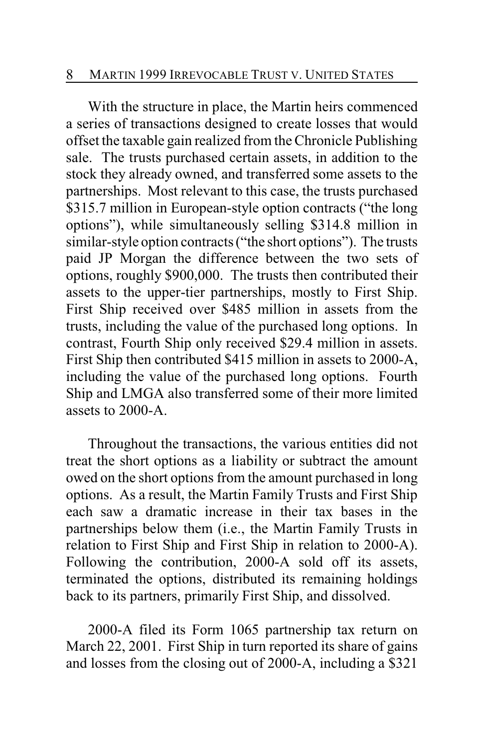With the structure in place, the Martin heirs commenced a series of transactions designed to create losses that would offset the taxable gain realized from the Chronicle Publishing sale. The trusts purchased certain assets, in addition to the stock they already owned, and transferred some assets to the partnerships. Most relevant to this case, the trusts purchased \$315.7 million in European-style option contracts ("the long options"), while simultaneously selling \$314.8 million in similar-style option contracts ("the short options"). The trusts paid JP Morgan the difference between the two sets of options, roughly \$900,000. The trusts then contributed their assets to the upper-tier partnerships, mostly to First Ship. First Ship received over \$485 million in assets from the trusts, including the value of the purchased long options. In contrast, Fourth Ship only received \$29.4 million in assets. First Ship then contributed \$415 million in assets to 2000-A, including the value of the purchased long options. Fourth Ship and LMGA also transferred some of their more limited assets to 2000-A.

Throughout the transactions, the various entities did not treat the short options as a liability or subtract the amount owed on the short options from the amount purchased in long options. As a result, the Martin Family Trusts and First Ship each saw a dramatic increase in their tax bases in the partnerships below them (i.e., the Martin Family Trusts in relation to First Ship and First Ship in relation to 2000-A). Following the contribution, 2000-A sold off its assets, terminated the options, distributed its remaining holdings back to its partners, primarily First Ship, and dissolved.

2000-A filed its Form 1065 partnership tax return on March 22, 2001. First Ship in turn reported its share of gains and losses from the closing out of 2000-A, including a \$321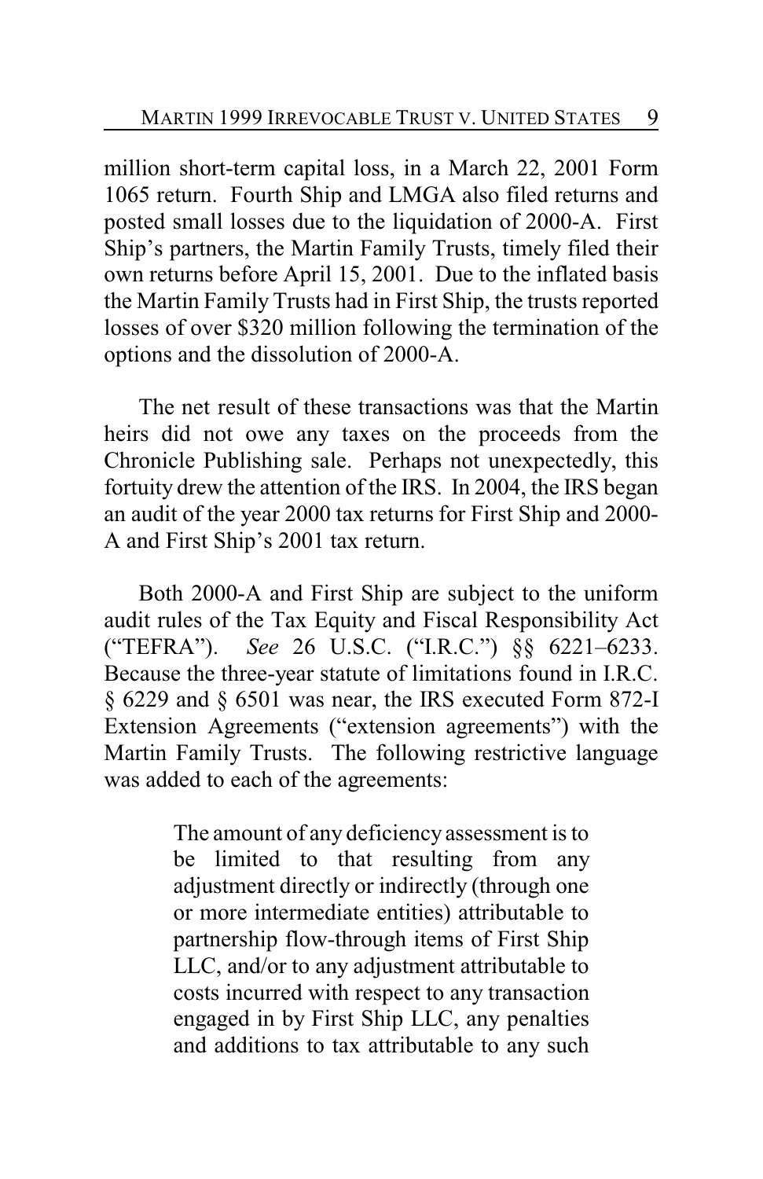million short-term capital loss, in a March 22, 2001 Form 1065 return. Fourth Ship and LMGA also filed returns and posted small losses due to the liquidation of 2000-A. First Ship's partners, the Martin Family Trusts, timely filed their own returns before April 15, 2001. Due to the inflated basis the Martin Family Trusts had in First Ship, the trusts reported losses of over $320 million following the termination of the options and the dissolution of 2000-A.

The net result of these transactions was that the Martin heirs did not owe any taxes on the proceeds from the Chronicle Publishing sale. Perhaps not unexpectedly, this fortuity drew the attention of the IRS. In 2004, the IRS began an audit of the year 2000 tax returns for First Ship and 2000-A and First Ship's 2001 tax return.

Both 2000-A and First Ship are subject to the uniform audit rules of the Tax Equity and Fiscal Responsibility Act ("TEFRA"). *See* 26 U.S.C. ("I.R.C.") §§ 6221–6233. Because the three-year statute of limitations found in I.R.C. § 6229 and § 6501 was near, the IRS executed Form 872-I Extension Agreements ("extension agreements") with the Martin Family Trusts. The following restrictive language was added to each of the agreements:

> The amount of any deficiency assessment is to be limited to that resulting from any adjustment directly or indirectly (through one or more intermediate entities) attributable to partnership flow-through items of First Ship LLC, and/or to any adjustment attributable to costs incurred with respect to any transaction engaged in by First Ship LLC, any penalties and additions to tax attributable to any such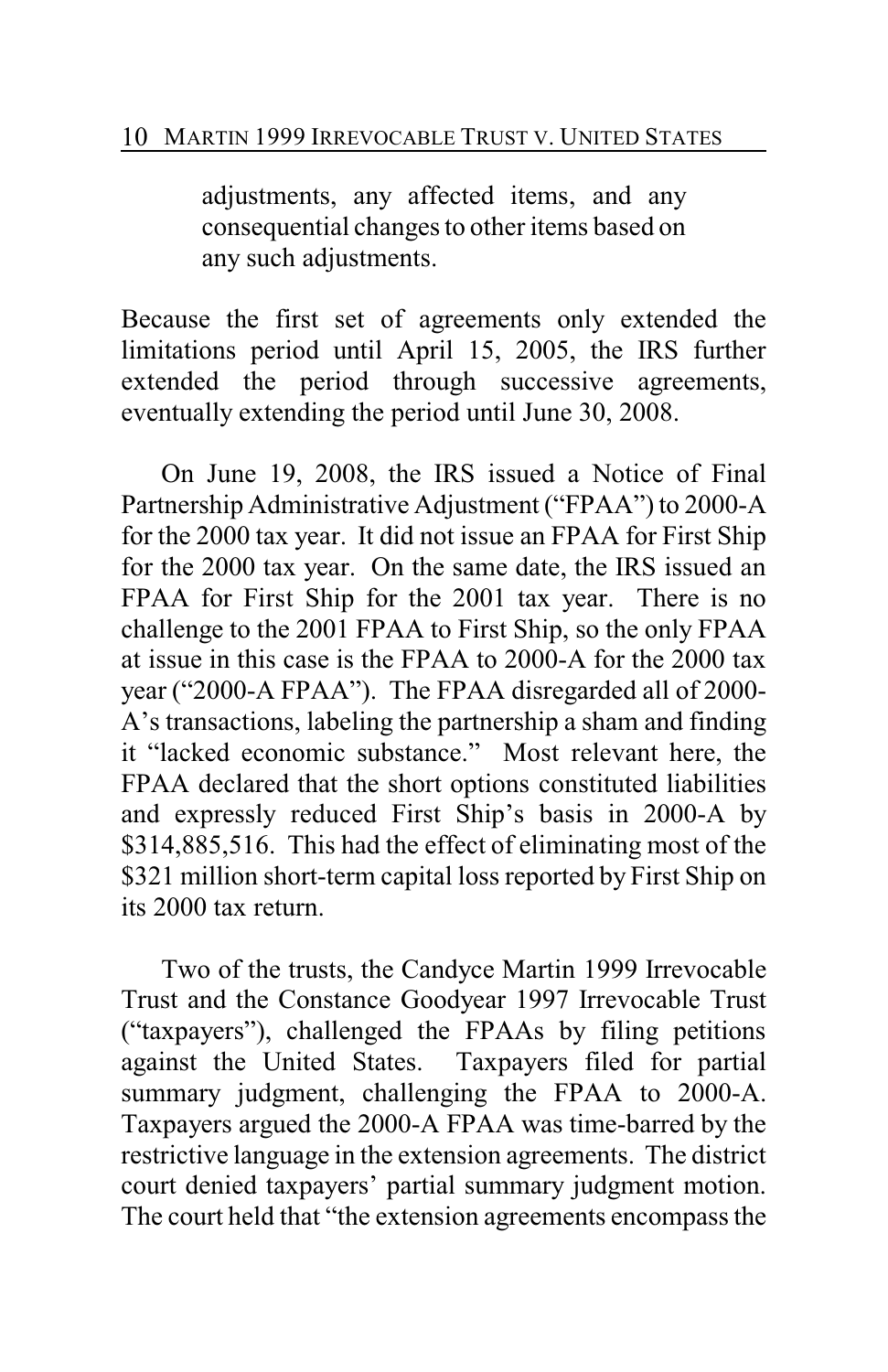> adjustments, any affected items, and any consequential changes to other items based on any such adjustments.

Because the first set of agreements only extended the limitations period until April 15, 2005, the IRS further extended the period through successive agreements, eventually extending the period until June 30, 2008.

On June 19, 2008, the IRS issued a Notice of Final Partnership Administrative Adjustment ("FPAA") to 2000-A for the 2000 tax year. It did not issue an FPAA for First Ship for the 2000 tax year. On the same date, the IRS issued an FPAA for First Ship for the 2001 tax year. There is no challenge to the 2001 FPAA to First Ship, so the only FPAA at issue in this case is the FPAA to 2000-A for the 2000 tax year ("2000-A FPAA"). The FPAA disregarded all of 2000-A's transactions, labeling the partnership a sham and finding it "lacked economic substance." Most relevant here, the FPAA declared that the short options constituted liabilities and expressly reduced First Ship's basis in 2000-A by $314,885,516. This had the effect of eliminating most of the $321 million short-term capital loss reported by First Ship on its 2000 tax return.

Two of the trusts, the Candyce Martin 1999 Irrevocable Trust and the Constance Goodyear 1997 Irrevocable Trust ("taxpayers"), challenged the FPAAs by filing petitions against the United States. Taxpayers filed for partial summary judgment, challenging the FPAA to 2000-A. Taxpayers argued the 2000-A FPAA was time-barred by the restrictive language in the extension agreements. The district court denied taxpayers' partial summary judgment motion. The court held that "the extension agreements encompass the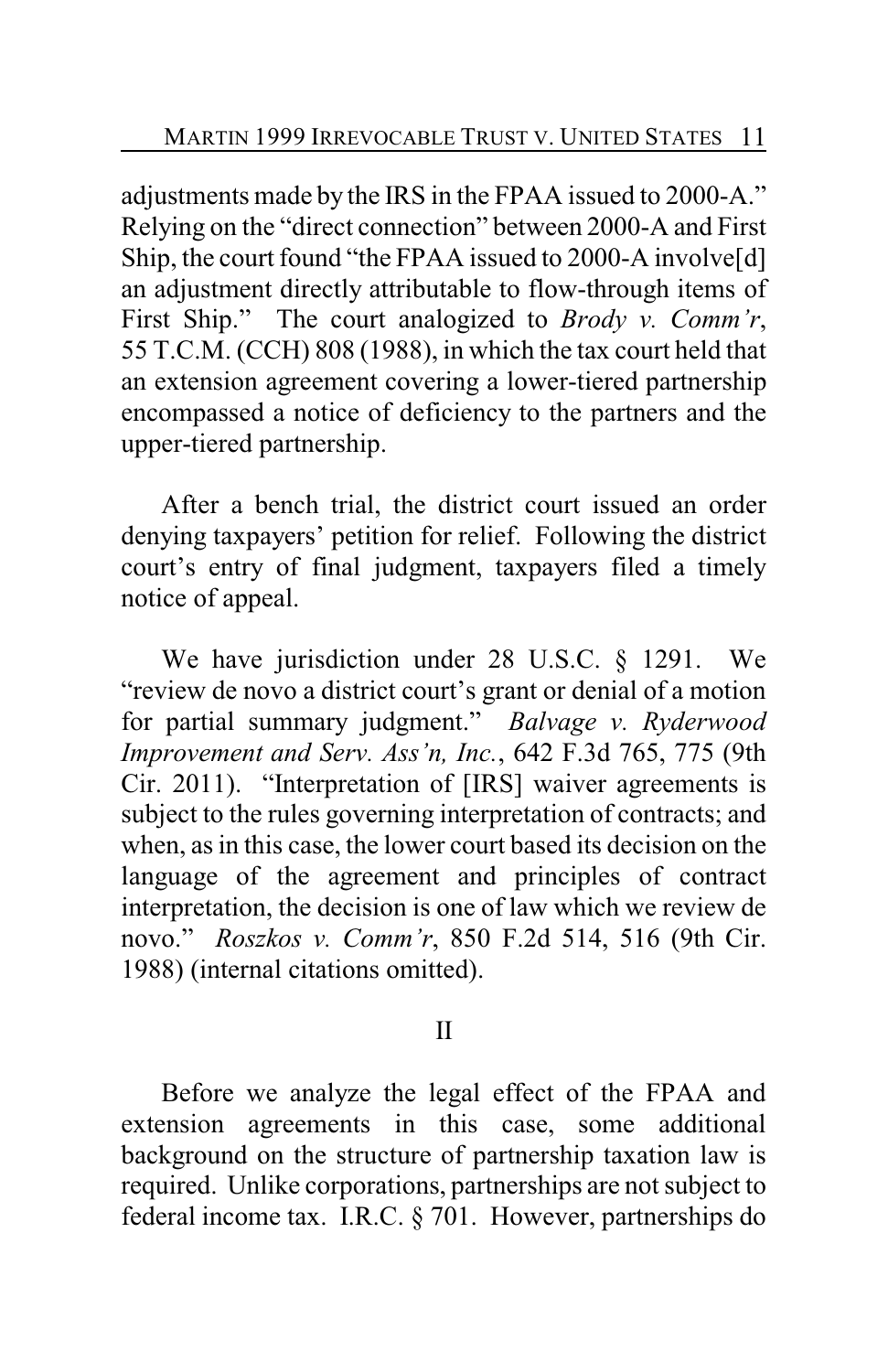adjustments made by the IRS in the FPAA issued to 2000-A." Relying on the "direct connection" between 2000-A and First Ship, the court found "the FPAA issued to 2000-A involve[d] an adjustment directly attributable to flow-through items of First Ship." The court analogized to *Brody v. Comm'r*, 55 T.C.M. (CCH) 808 (1988), in which the tax court held that an extension agreement covering a lower-tiered partnership encompassed a notice of deficiency to the partners and the upper-tiered partnership.

After a bench trial, the district court issued an order denying taxpayers' petition for relief. Following the district court's entry of final judgment, taxpayers filed a timely notice of appeal.

We have jurisdiction under 28 U.S.C. § 1291. We "review de novo a district court's grant or denial of a motion for partial summary judgment." *Balvage v. Ryderwood Improvement and Serv. Ass'n, Inc.*, 642 F.3d 765, 775 (9th Cir. 2011). "Interpretation of [IRS] waiver agreements is subject to the rules governing interpretation of contracts; and when, as in this case, the lower court based its decision on the language of the agreement and principles of contract interpretation, the decision is one of law which we review de novo." *Roszkos v. Comm'r*, 850 F.2d 514, 516 (9th Cir. 1988) (internal citations omitted).

## II

Before we analyze the legal effect of the FPAA and extension agreements in this case, some additional background on the structure of partnership taxation law is required. Unlike corporations, partnerships are not subject to federal income tax. I.R.C. § 701. However, partnerships do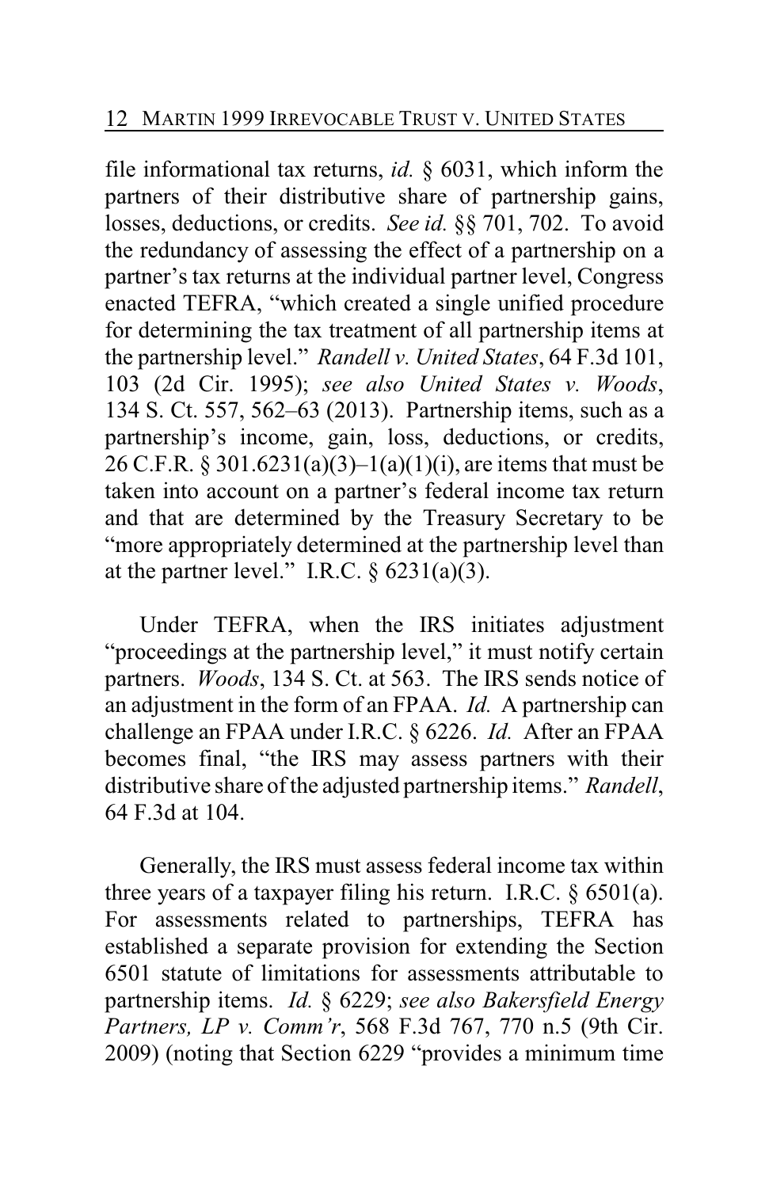file informational tax returns, *id.* § 6031, which inform the partners of their distributive share of partnership gains, losses, deductions, or credits. *See id.* §§ 701, 702. To avoid the redundancy of assessing the effect of a partnership on a partner's tax returns at the individual partner level, Congress enacted TEFRA, "which created a single unified procedure for determining the tax treatment of all partnership items at the partnership level." *Randell v. United States*, 64 F.3d 101, 103 (2d Cir. 1995); *see also United States v. Woods*, 134 S. Ct. 557, 562–63 (2013). Partnership items, such as a partnership's income, gain, loss, deductions, or credits, 26 C.F.R. § 301.6231(a)(3)–1(a)(1)(i), are items that must be taken into account on a partner's federal income tax return and that are determined by the Treasury Secretary to be "more appropriately determined at the partnership level than at the partner level." I.R.C. § 6231(a)(3).

Under TEFRA, when the IRS initiates adjustment "proceedings at the partnership level," it must notify certain partners. *Woods*, 134 S. Ct. at 563. The IRS sends notice of an adjustment in the form of an FPAA. *Id.* A partnership can challenge an FPAA under I.R.C. § 6226. *Id.* After an FPAA becomes final, "the IRS may assess partners with their distributive share of the adjusted partnership items." *Randell*, 64 F.3d at 104.

Generally, the IRS must assess federal income tax within three years of a taxpayer filing his return. I.R.C. § 6501(a). For assessments related to partnerships, TEFRA has established a separate provision for extending the Section 6501 statute of limitations for assessments attributable to partnership items. *Id.* § 6229; *see also Bakersfield Energy Partners, LP v. Comm'r*, 568 F.3d 767, 770 n.5 (9th Cir. 2009) (noting that Section 6229 "provides a minimum time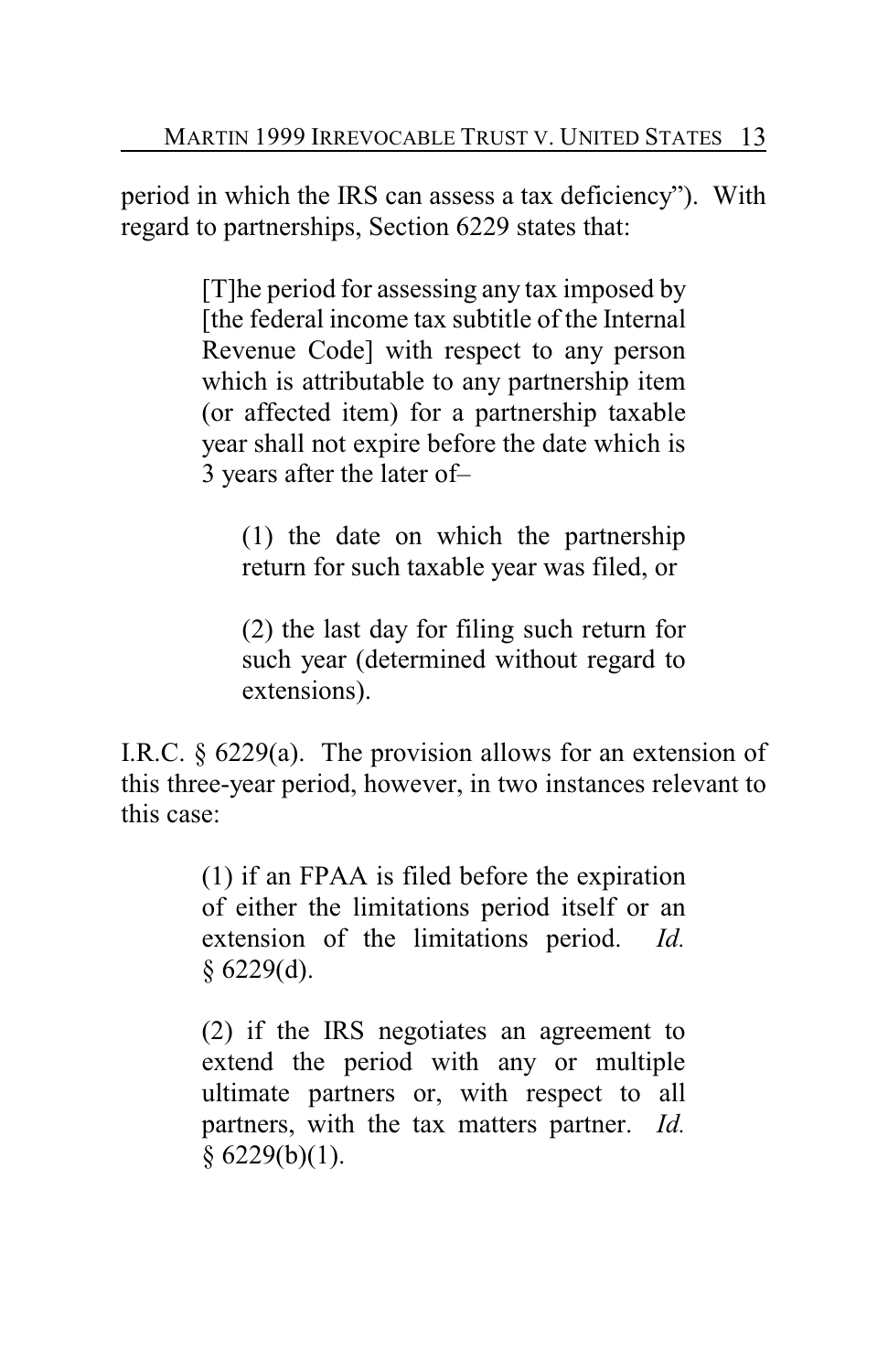period in which the IRS can assess a tax deficiency"). With regard to partnerships, Section 6229 states that:

> [T]he period for assessing any tax imposed by [the federal income tax subtitle of the Internal Revenue Code] with respect to any person which is attributable to any partnership item (or affected item) for a partnership taxable year shall not expire before the date which is 3 years after the later of–
>
> > (1) the date on which the partnership return for such taxable year was filed, or
> >
> > (2) the last day for filing such return for such year (determined without regard to extensions).

I.R.C. § 6229(a). The provision allows for an extension of this three-year period, however, in two instances relevant to this case:

> (1) if an FPAA is filed before the expiration of either the limitations period itself or an extension of the limitations period. *Id.* § 6229(d).
>
> (2) if the IRS negotiates an agreement to extend the period with any or multiple ultimate partners or, with respect to all partners, with the tax matters partner. *Id.* § 6229(b)(1).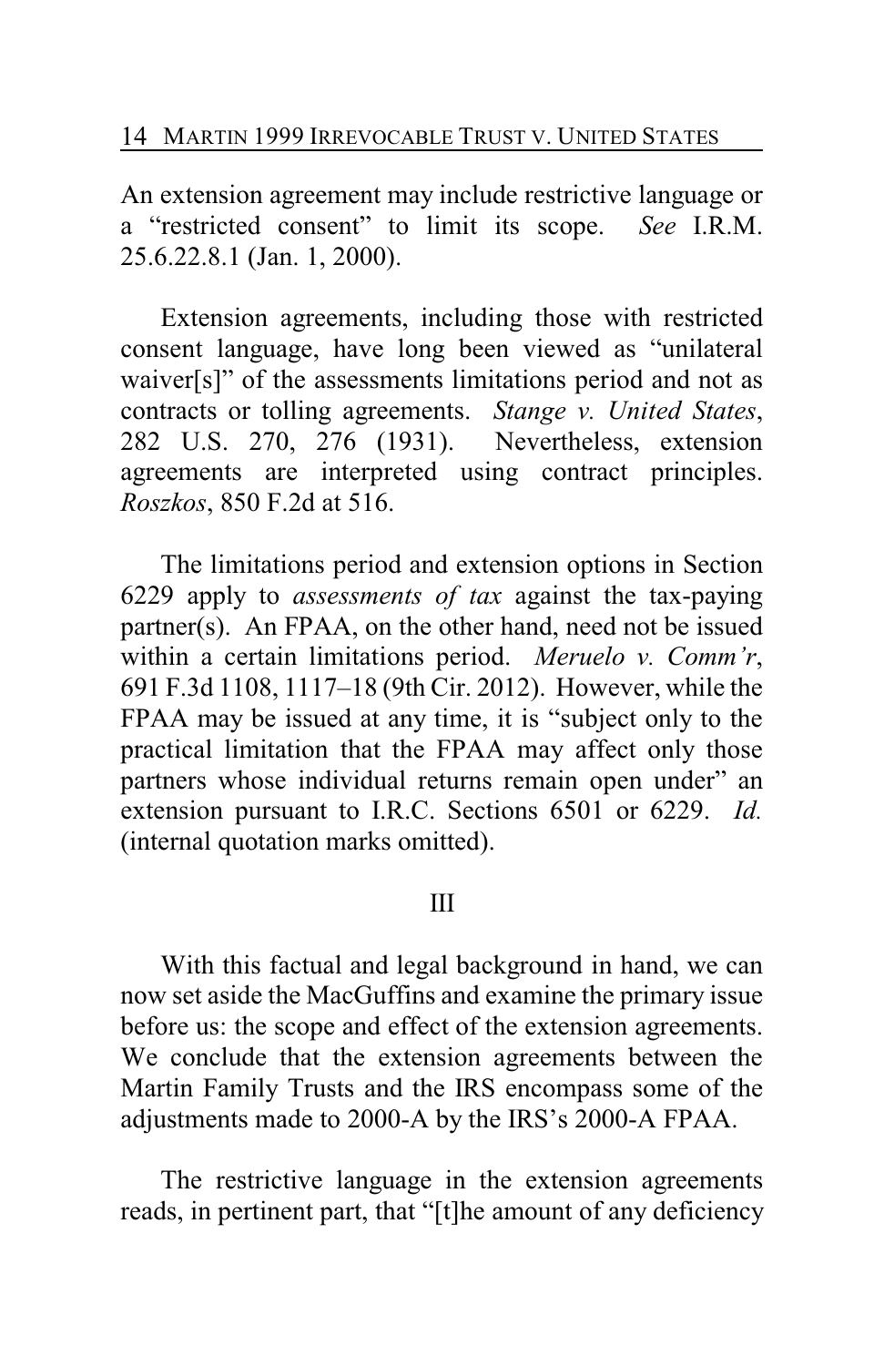An extension agreement may include restrictive language or a "restricted consent" to limit its scope. *See* I.R.M. 25.6.22.8.1 (Jan. 1, 2000).

Extension agreements, including those with restricted consent language, have long been viewed as "unilateral waiver[s]" of the assessments limitations period and not as contracts or tolling agreements. *Stange v. United States*, 282 U.S. 270, 276 (1931). Nevertheless, extension agreements are interpreted using contract principles. *Roszkos*, 850 F.2d at 516.

The limitations period and extension options in Section 6229 apply to *assessments of tax* against the tax-paying partner(s). An FPAA, on the other hand, need not be issued within a certain limitations period. *Meruelo v. Comm'r*, 691 F.3d 1108, 1117–18 (9th Cir. 2012). However, while the FPAA may be issued at any time, it is "subject only to the practical limitation that the FPAA may affect only those partners whose individual returns remain open under" an extension pursuant to I.R.C. Sections 6501 or 6229. *Id.* (internal quotation marks omitted).

## III

With this factual and legal background in hand, we can now set aside the MacGuffins and examine the primary issue before us: the scope and effect of the extension agreements. We conclude that the extension agreements between the Martin Family Trusts and the IRS encompass some of the adjustments made to 2000-A by the IRS's 2000-A FPAA.

The restrictive language in the extension agreements reads, in pertinent part, that "[t]he amount of any deficiency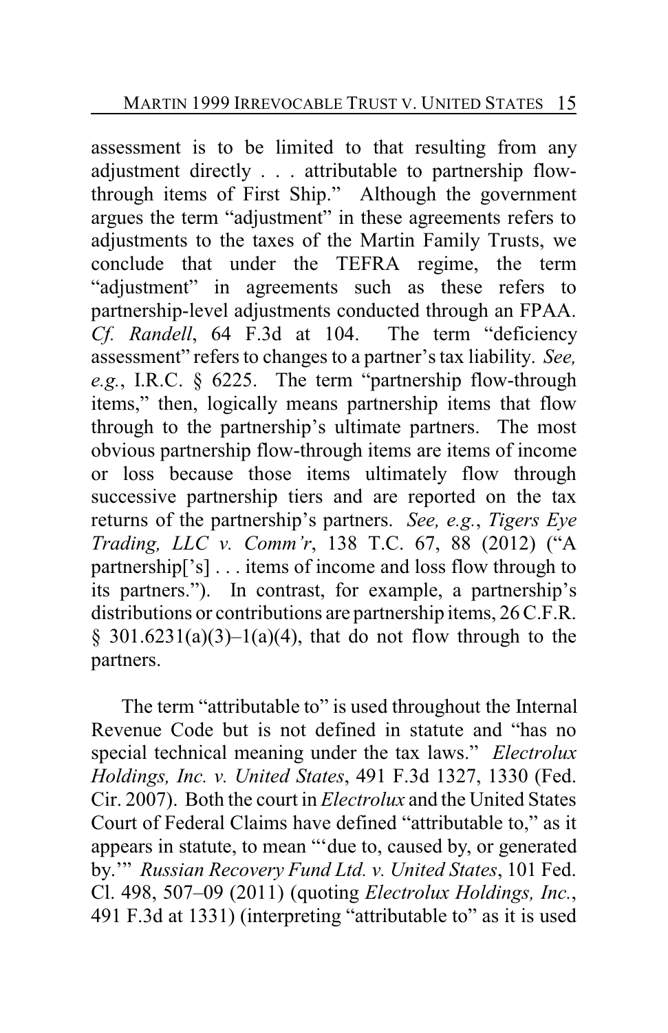assessment is to be limited to that resulting from any adjustment directly . . . attributable to partnership flow-through items of First Ship." Although the government argues the term "adjustment" in these agreements refers to adjustments to the taxes of the Martin Family Trusts, we conclude that under the TEFRA regime, the term "adjustment" in agreements such as these refers to partnership-level adjustments conducted through an FPAA. *Cf. Randell*, 64 F.3d at 104. The term "deficiency assessment" refers to changes to a partner's tax liability. *See, e.g.*, I.R.C. § 6225. The term "partnership flow-through items," then, logically means partnership items that flow through to the partnership's ultimate partners. The most obvious partnership flow-through items are items of income or loss because those items ultimately flow through successive partnership tiers and are reported on the tax returns of the partnership's partners. *See, e.g.*, *Tigers Eye Trading, LLC v. Comm'r*, 138 T.C. 67, 88 (2012) ("A partnership['s] . . . items of income and loss flow through to its partners."). In contrast, for example, a partnership's distributions or contributions are partnership items, 26 C.F.R. § 301.6231(a)(3)–1(a)(4), that do not flow through to the partners.

The term "attributable to" is used throughout the Internal Revenue Code but is not defined in statute and "has no special technical meaning under the tax laws." *Electrolux Holdings, Inc. v. United States*, 491 F.3d 1327, 1330 (Fed. Cir. 2007). Both the court in *Electrolux* and the United States Court of Federal Claims have defined "attributable to," as it appears in statute, to mean "'due to, caused by, or generated by.'" *Russian Recovery Fund Ltd. v. United States*, 101 Fed. Cl. 498, 507–09 (2011) (quoting *Electrolux Holdings, Inc.*, 491 F.3d at 1331) (interpreting "attributable to" as it is used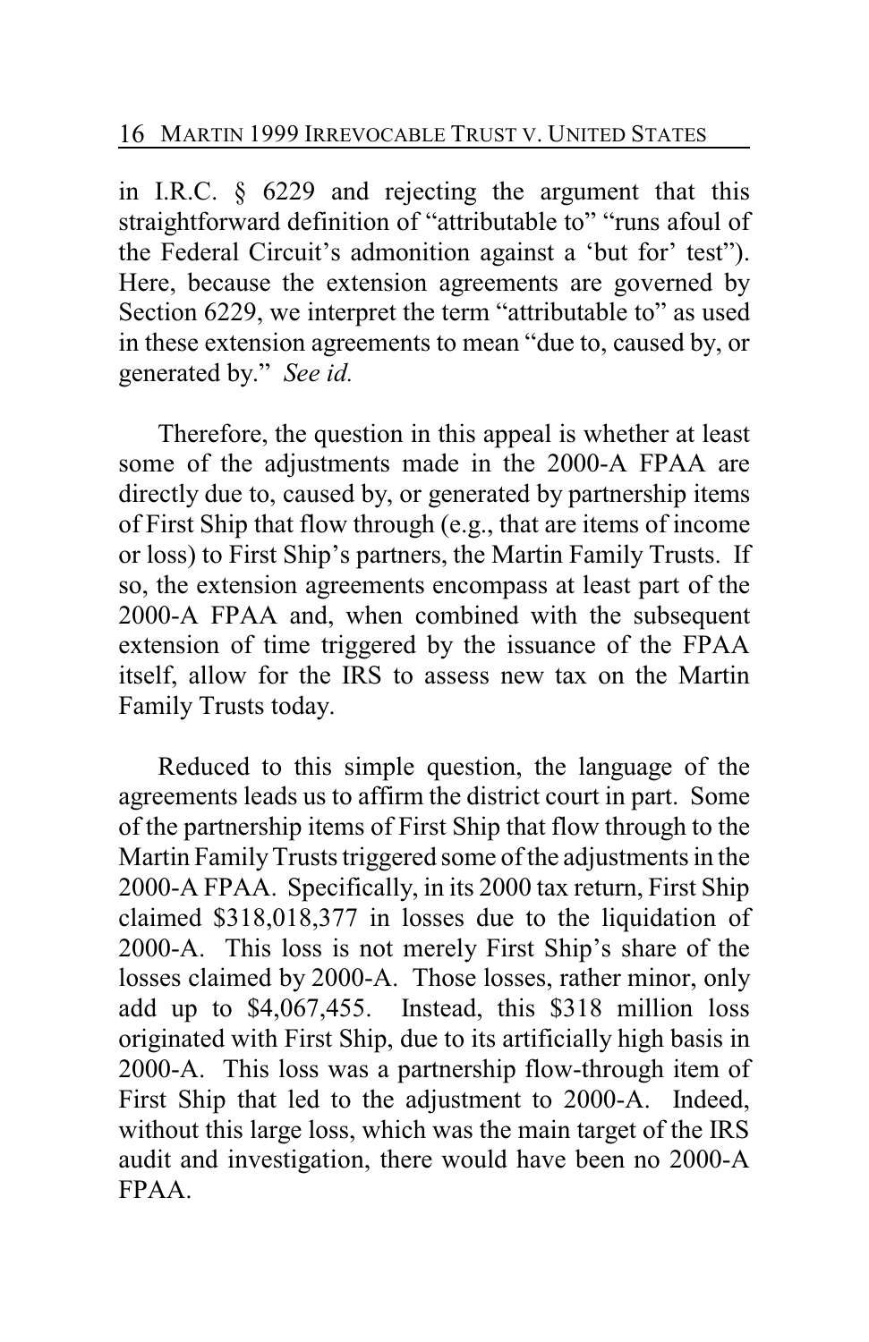in I.R.C. § 6229 and rejecting the argument that this straightforward definition of "attributable to" "runs afoul of the Federal Circuit's admonition against a 'but for' test"). Here, because the extension agreements are governed by Section 6229, we interpret the term "attributable to" as used in these extension agreements to mean "due to, caused by, or generated by." *See id.*

Therefore, the question in this appeal is whether at least some of the adjustments made in the 2000-A FPAA are directly due to, caused by, or generated by partnership items of First Ship that flow through (e.g., that are items of income or loss) to First Ship's partners, the Martin Family Trusts. If so, the extension agreements encompass at least part of the 2000-A FPAA and, when combined with the subsequent extension of time triggered by the issuance of the FPAA itself, allow for the IRS to assess new tax on the Martin Family Trusts today.

Reduced to this simple question, the language of the agreements leads us to affirm the district court in part. Some of the partnership items of First Ship that flow through to the Martin Family Trusts triggered some of the adjustments in the 2000-A FPAA. Specifically, in its 2000 tax return, First Ship claimed $318,018,377 in losses due to the liquidation of 2000-A. This loss is not merely First Ship's share of the losses claimed by 2000-A. Those losses, rather minor, only add up to $4,067,455. Instead, this $318 million loss originated with First Ship, due to its artificially high basis in 2000-A. This loss was a partnership flow-through item of First Ship that led to the adjustment to 2000-A. Indeed, without this large loss, which was the main target of the IRS audit and investigation, there would have been no 2000-A FPAA.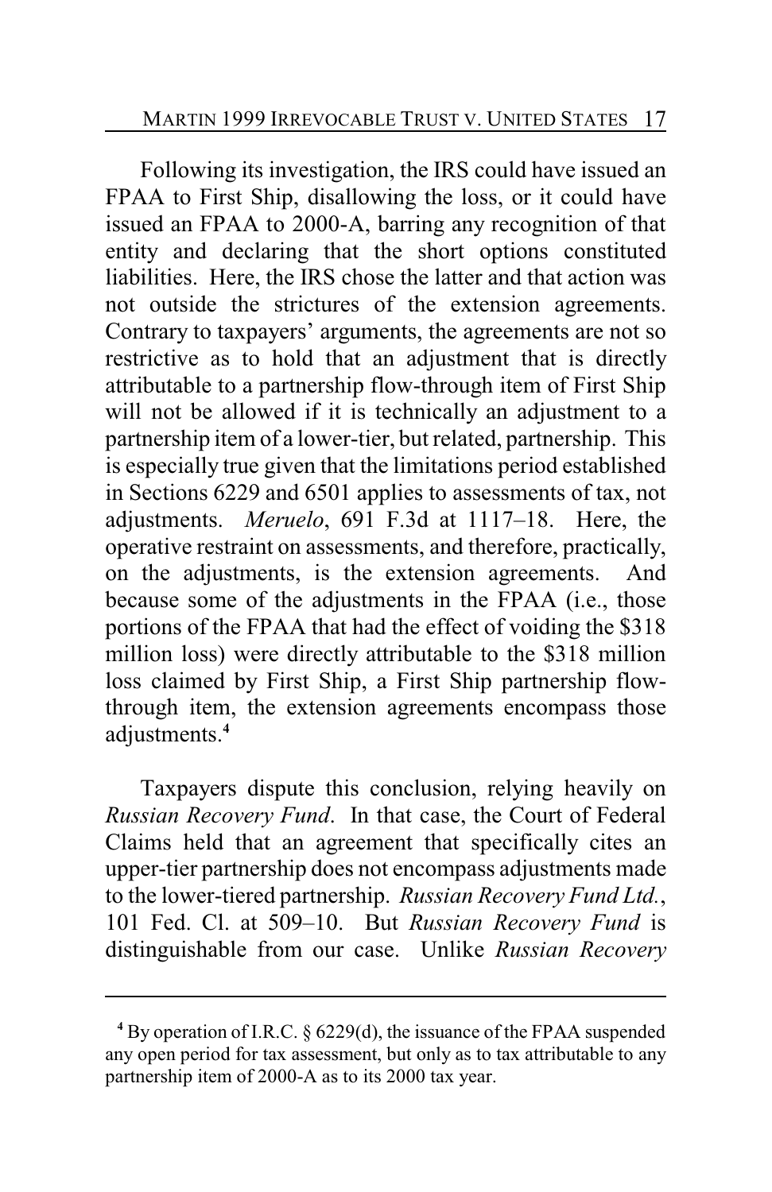Following its investigation, the IRS could have issued an FPAA to First Ship, disallowing the loss, or it could have issued an FPAA to 2000-A, barring any recognition of that entity and declaring that the short options constituted liabilities. Here, the IRS chose the latter and that action was not outside the strictures of the extension agreements. Contrary to taxpayers' arguments, the agreements are not so restrictive as to hold that an adjustment that is directly attributable to a partnership flow-through item of First Ship will not be allowed if it is technically an adjustment to a partnership item of a lower-tier, but related, partnership. This is especially true given that the limitations period established in Sections 6229 and 6501 applies to assessments of tax, not adjustments. *Meruelo*, 691 F.3d at 1117–18. Here, the operative restraint on assessments, and therefore, practically, on the adjustments, is the extension agreements. And because some of the adjustments in the FPAA (i.e., those portions of the FPAA that had the effect of voiding the $318 million loss) were directly attributable to the $318 million loss claimed by First Ship, a First Ship partnership flow-through item, the extension agreements encompass those adjustments.[4]

Taxpayers dispute this conclusion, relying heavily on *Russian Recovery Fund*. In that case, the Court of Federal Claims held that an agreement that specifically cites an upper-tier partnership does not encompass adjustments made to the lower-tiered partnership. *Russian Recovery Fund Ltd.*, 101 Fed. Cl. at 509–10. But *Russian Recovery Fund* is distinguishable from our case. Unlike *Russian Recovery*

---

[4] By operation of I.R.C. § 6229(d), the issuance of the FPAA suspended any open period for tax assessment, but only as to tax attributable to any partnership item of 2000-A as to its 2000 tax year.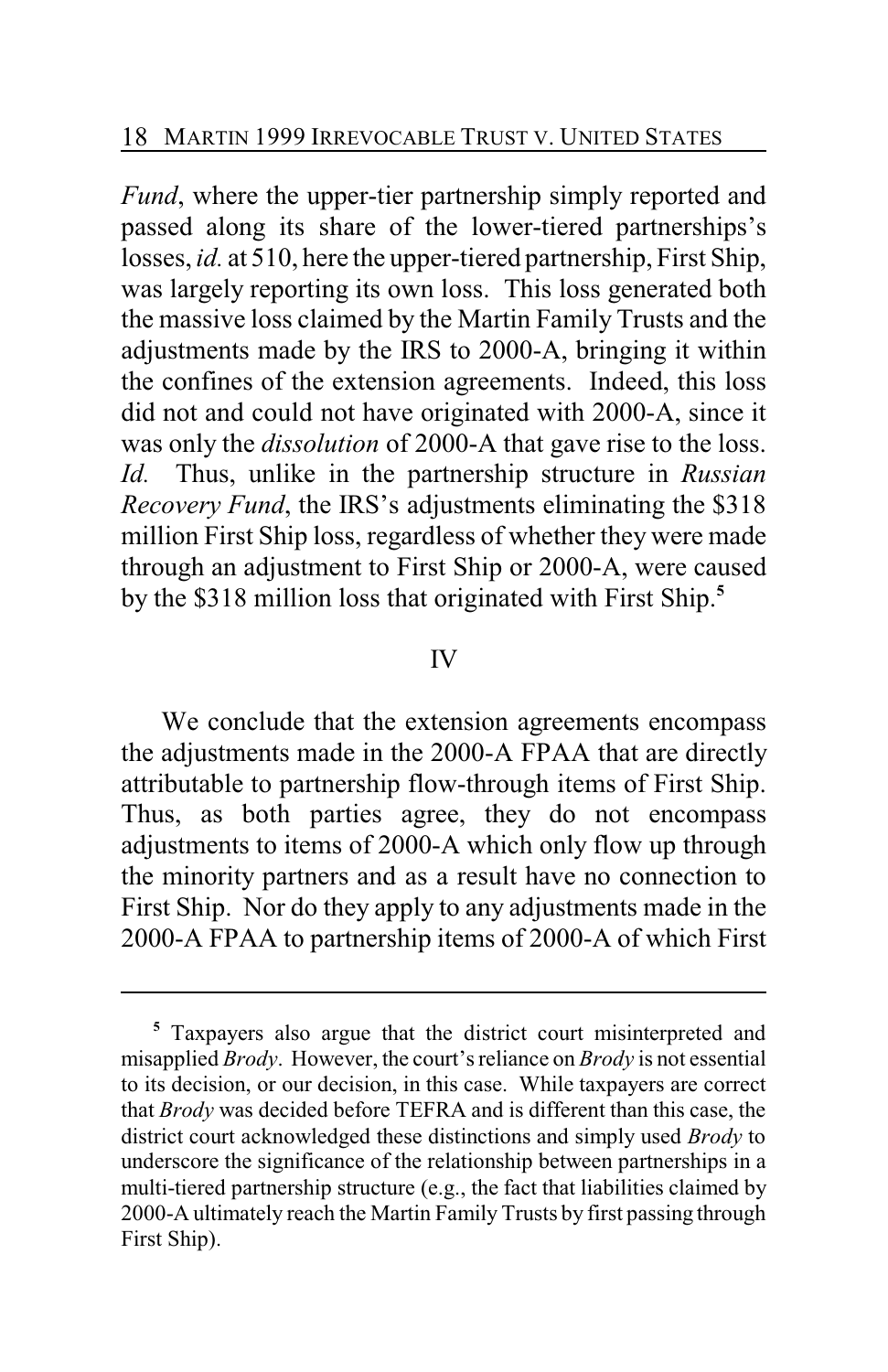*Fund*, where the upper-tier partnership simply reported and passed along its share of the lower-tiered partnerships's losses, *id.* at 510, here the upper-tiered partnership, First Ship, was largely reporting its own loss. This loss generated both the massive loss claimed by the Martin Family Trusts and the adjustments made by the IRS to 2000-A, bringing it within the confines of the extension agreements. Indeed, this loss did not and could not have originated with 2000-A, since it was only the *dissolution* of 2000-A that gave rise to the loss. *Id.* Thus, unlike in the partnership structure in *Russian Recovery Fund*, the IRS's adjustments eliminating the $318 million First Ship loss, regardless of whether they were made through an adjustment to First Ship or 2000-A, were caused by the $318 million loss that originated with First Ship.[5]

## IV

We conclude that the extension agreements encompass the adjustments made in the 2000-A FPAA that are directly attributable to partnership flow-through items of First Ship. Thus, as both parties agree, they do not encompass adjustments to items of 2000-A which only flow up through the minority partners and as a result have no connection to First Ship. Nor do they apply to any adjustments made in the 2000-A FPAA to partnership items of 2000-A of which First

---

[5] Taxpayers also argue that the district court misinterpreted and misapplied *Brody*. However, the court's reliance on *Brody* is not essential to its decision, or our decision, in this case. While taxpayers are correct that *Brody* was decided before TEFRA and is different than this case, the district court acknowledged these distinctions and simply used *Brody* to underscore the significance of the relationship between partnerships in a multi-tiered partnership structure (e.g., the fact that liabilities claimed by 2000-A ultimately reach the Martin Family Trusts by first passing through First Ship).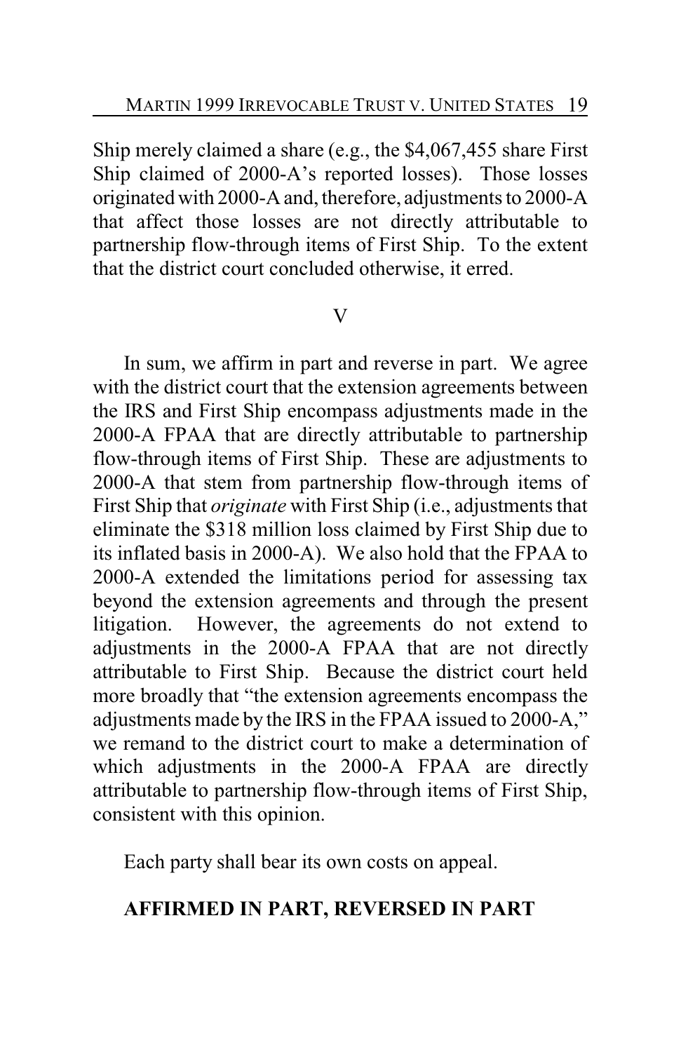Ship merely claimed a share (e.g., the $4,067,455 share First Ship claimed of 2000-A's reported losses). Those losses originated with 2000-A and, therefore, adjustments to 2000-A that affect those losses are not directly attributable to partnership flow-through items of First Ship. To the extent that the district court concluded otherwise, it erred.

## V

In sum, we affirm in part and reverse in part. We agree with the district court that the extension agreements between the IRS and First Ship encompass adjustments made in the 2000-A FPAA that are directly attributable to partnership flow-through items of First Ship. These are adjustments to 2000-A that stem from partnership flow-through items of First Ship that *originate* with First Ship (i.e., adjustments that eliminate the $318 million loss claimed by First Ship due to its inflated basis in 2000-A). We also hold that the FPAA to 2000-A extended the limitations period for assessing tax beyond the extension agreements and through the present litigation. However, the agreements do not extend to adjustments in the 2000-A FPAA that are not directly attributable to First Ship. Because the district court held more broadly that "the extension agreements encompass the adjustments made by the IRS in the FPAA issued to 2000-A," we remand to the district court to make a determination of which adjustments in the 2000-A FPAA are directly attributable to partnership flow-through items of First Ship, consistent with this opinion.

Each party shall bear its own costs on appeal.

**AFFIRMED IN PART, REVERSED IN PART**